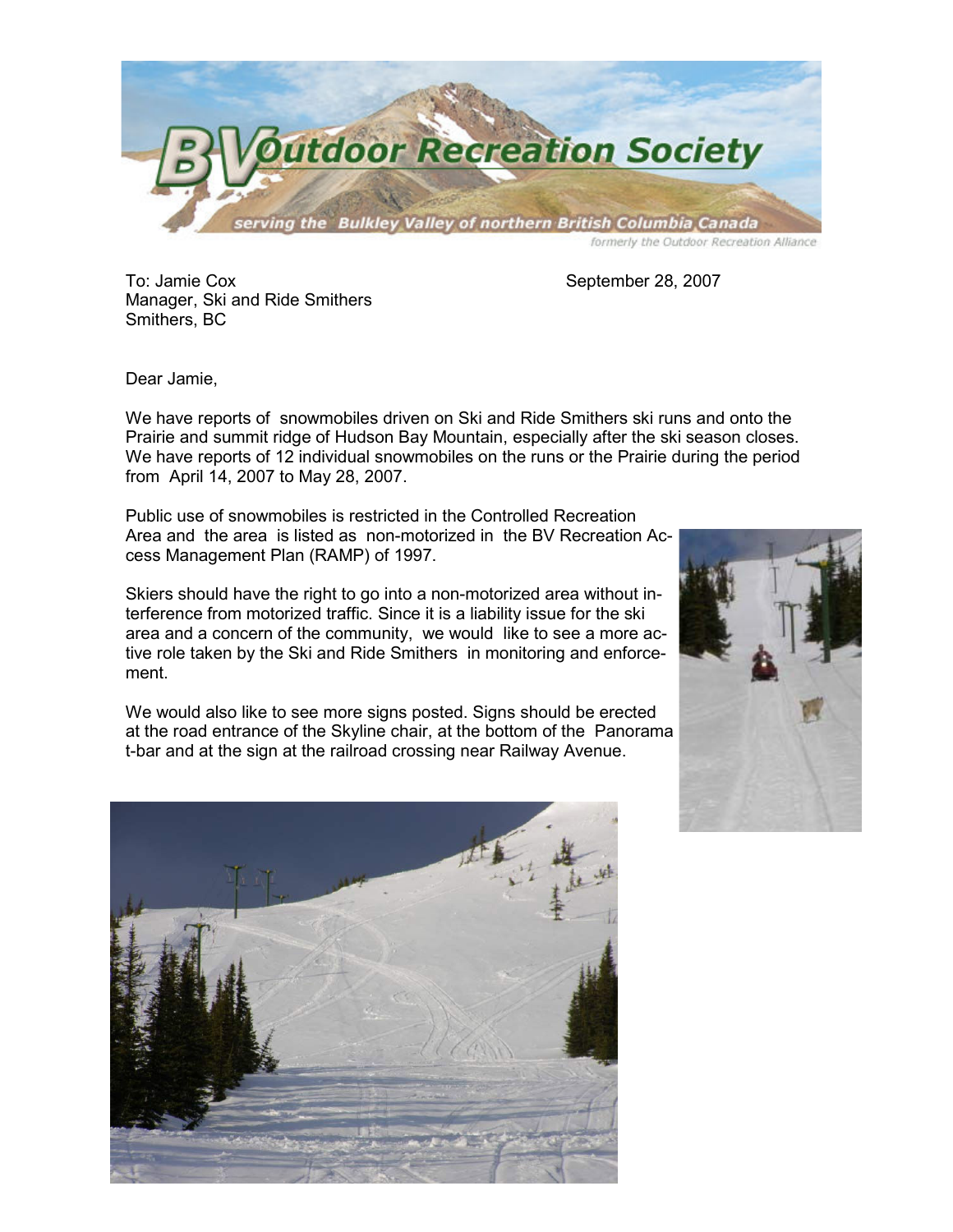# BV Outdoor Recreation Society

serving the Bulkley Valley of northern British Columbia Canada

formerly the Outdoor Recreation Alliance

To: Jamie Cox
Manager, Ski and Ride Smithers
Smithers, BC

September 28, 2007

Dear Jamie,

We have reports of snowmobiles driven on Ski and Ride Smithers ski runs and onto the Prairie and summit ridge of Hudson Bay Mountain, especially after the ski season closes. We have reports of 12 individual snowmobiles on the runs or the Prairie during the period from April 14, 2007 to May 28, 2007.

Public use of snowmobiles is restricted in the Controlled Recreation Area and the area is listed as non-motorized in the BV Recreation Access Management Plan (RAMP) of 1997.

Skiers should have the right to go into a non-motorized area without interference from motorized traffic. Since it is a liability issue for the ski area and a concern of the community, we would like to see a more active role taken by the Ski and Ride Smithers in monitoring and enforcement.

We would also like to see more signs posted. Signs should be erected at the road entrance of the Skyline chair, at the bottom of the Panorama t-bar and at the sign at the railroad crossing near Railway Avenue.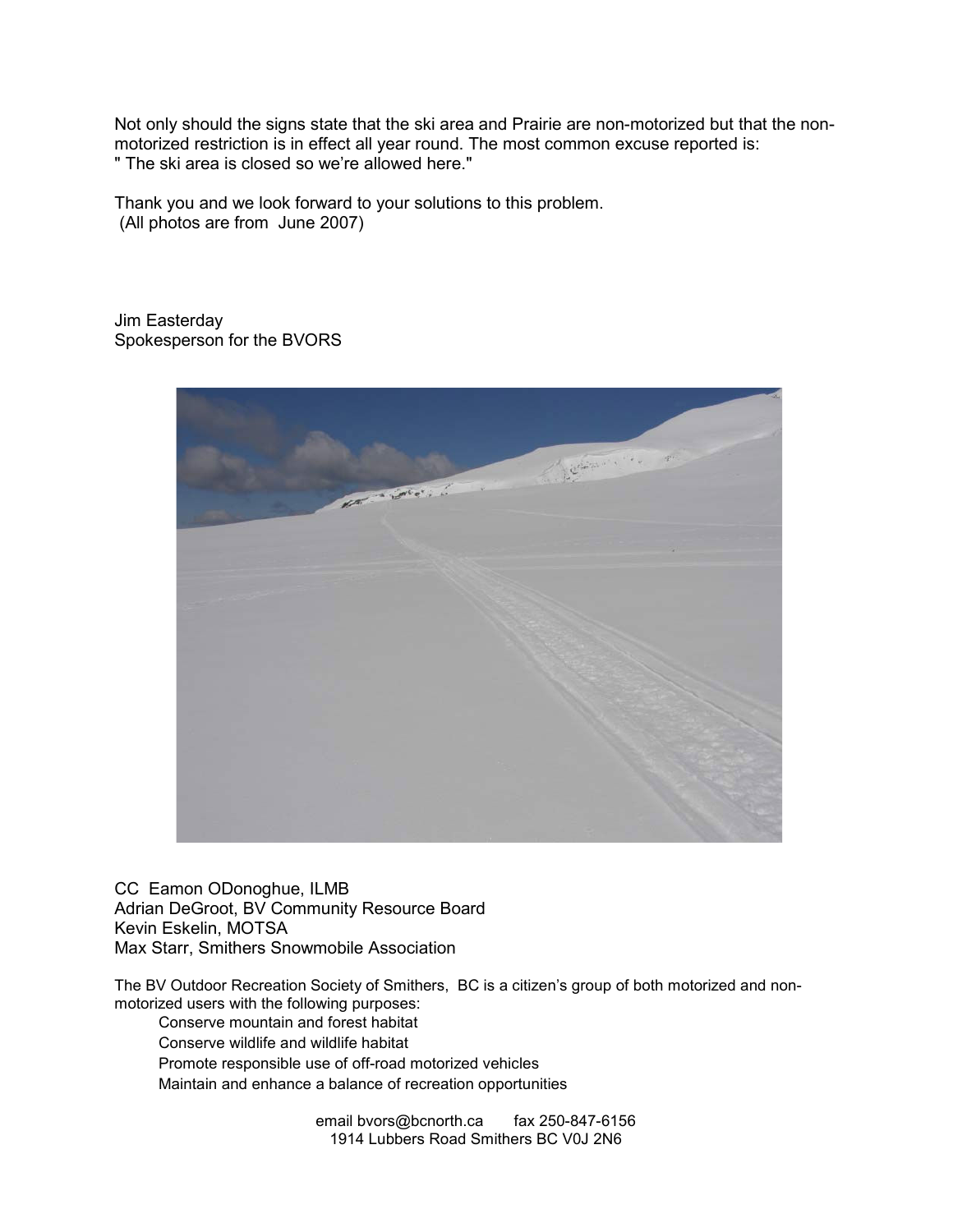Not only should the signs state that the ski area and Prairie are non-motorized but that the non-motorized restriction is in effect all year round. The most common excuse reported is:
" The ski area is closed so we're allowed here."

Thank you and we look forward to your solutions to this problem.
(All photos are from June 2007)

Jim Easterday
Spokesperson for the BVORS

CC Eamon ODonoghue, ILMB
Adrian DeGroot, BV Community Resource Board
Kevin Eskelin, MOTSA
Max Starr, Smithers Snowmobile Association

The BV Outdoor Recreation Society of Smithers, BC is a citizen's group of both motorized and non-motorized users with the following purposes:

- Conserve mountain and forest habitat
- Conserve wildlife and wildlife habitat
- Promote responsible use of off-road motorized vehicles
- Maintain and enhance a balance of recreation opportunities

email bvors@bcnorth.ca fax 250-847-6156
1914 Lubbers Road Smithers BC V0J 2N6